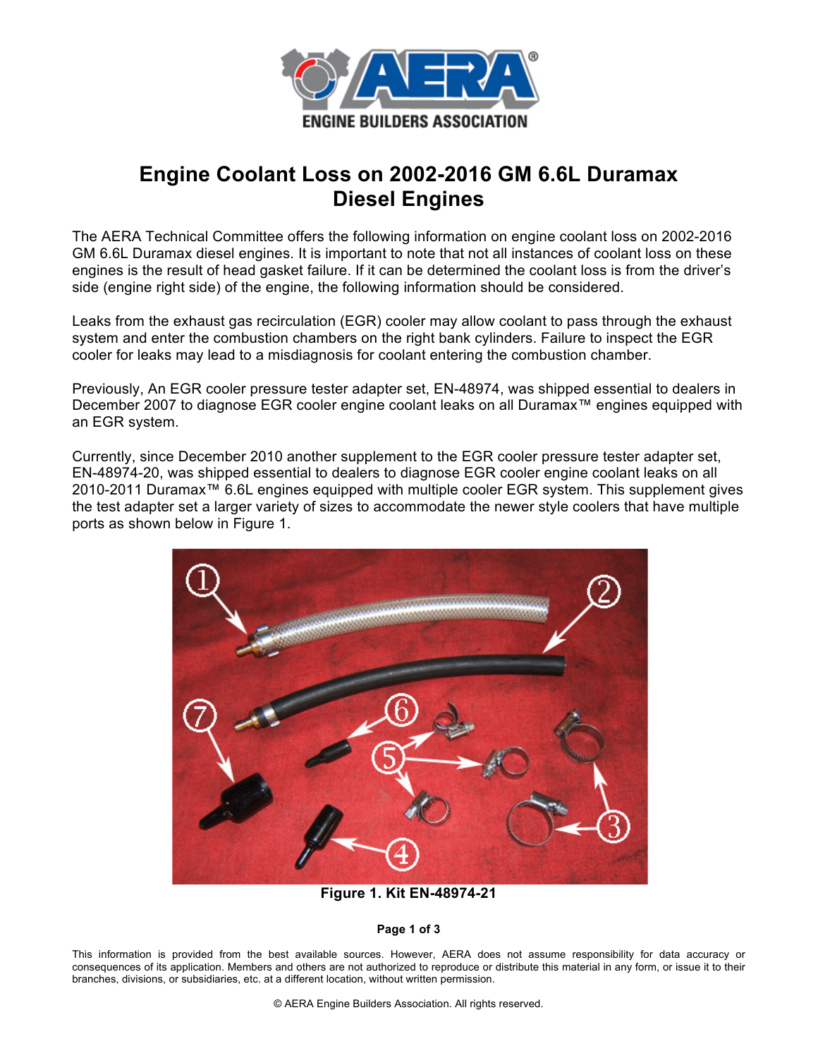# Engine Coolant Loss on 2002-2016 GM 6.6L Duramax Diesel Engines

The AERA Technical Committee offers the following information on engine coolant loss on 2002-2016 GM 6.6L Duramax diesel engines. It is important to note that not all instances of coolant loss on these engines is the result of head gasket failure. If it can be determined the coolant loss is from the driver's side (engine right side) of the engine, the following information should be considered.

Leaks from the exhaust gas recirculation (EGR) cooler may allow coolant to pass through the exhaust system and enter the combustion chambers on the right bank cylinders. Failure to inspect the EGR cooler for leaks may lead to a misdiagnosis for coolant entering the combustion chamber.

Previously, An EGR cooler pressure tester adapter set, EN-48974, was shipped essential to dealers in December 2007 to diagnose EGR cooler engine coolant leaks on all Duramax™ engines equipped with an EGR system.

Currently, since December 2010 another supplement to the EGR cooler pressure tester adapter set, EN-48974-20, was shipped essential to dealers to diagnose EGR cooler engine coolant leaks on all 2010-2011 Duramax™ 6.6L engines equipped with multiple cooler EGR system. This supplement gives the test adapter set a larger variety of sizes to accommodate the newer style coolers that have multiple ports as shown below in Figure 1.

**Figure 1. Kit EN-48974-21**

This information is provided from the best available sources. However, AERA does not assume responsibility for data accuracy or consequences of its application. Members and others are not authorized to reproduce or distribute this material in any form, or issue it to their branches, divisions, or subsidiaries, etc. at a different location, without written permission.

© AERA Engine Builders Association. All rights reserved.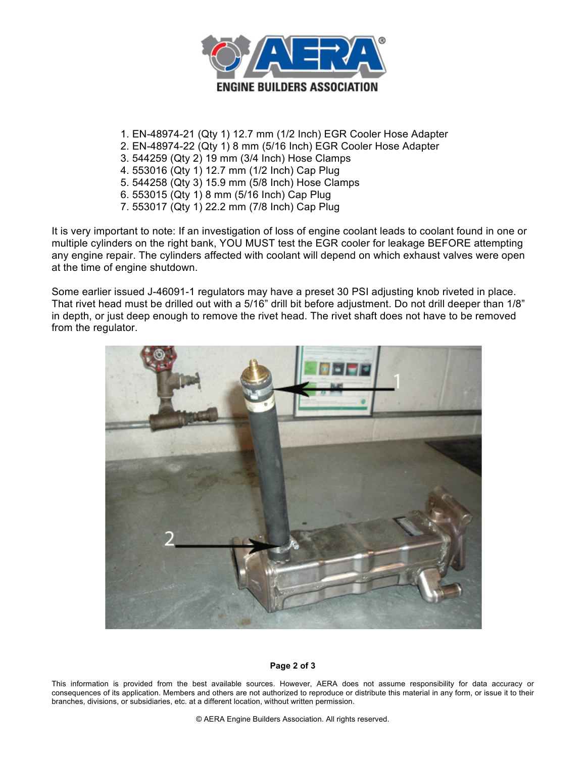1. EN-48974-21 (Qty 1) 12.7 mm (1/2 Inch) EGR Cooler Hose Adapter
2. EN-48974-22 (Qty 1) 8 mm (5/16 Inch) EGR Cooler Hose Adapter
3. 544259 (Qty 2) 19 mm (3/4 Inch) Hose Clamps
4. 553016 (Qty 1) 12.7 mm (1/2 Inch) Cap Plug
5. 544258 (Qty 3) 15.9 mm (5/8 Inch) Hose Clamps
6. 553015 (Qty 1) 8 mm (5/16 Inch) Cap Plug
7. 553017 (Qty 1) 22.2 mm (7/8 Inch) Cap Plug

It is very important to note: If an investigation of loss of engine coolant leads to coolant found in one or multiple cylinders on the right bank, YOU MUST test the EGR cooler for leakage BEFORE attempting any engine repair. The cylinders affected with coolant will depend on which exhaust valves were open at the time of engine shutdown.

Some earlier issued J-46091-1 regulators may have a preset 30 PSI adjusting knob riveted in place. That rivet head must be drilled out with a 5/16" drill bit before adjustment. Do not drill deeper than 1/8" in depth, or just deep enough to remove the rivet head. The rivet shaft does not have to be removed from the regulator.

This information is provided from the best available sources. However, AERA does not assume responsibility for data accuracy or consequences of its application. Members and others are not authorized to reproduce or distribute this material in any form, or issue it to their branches, divisions, or subsidiaries, etc. at a different location, without written permission.

© AERA Engine Builders Association. All rights reserved.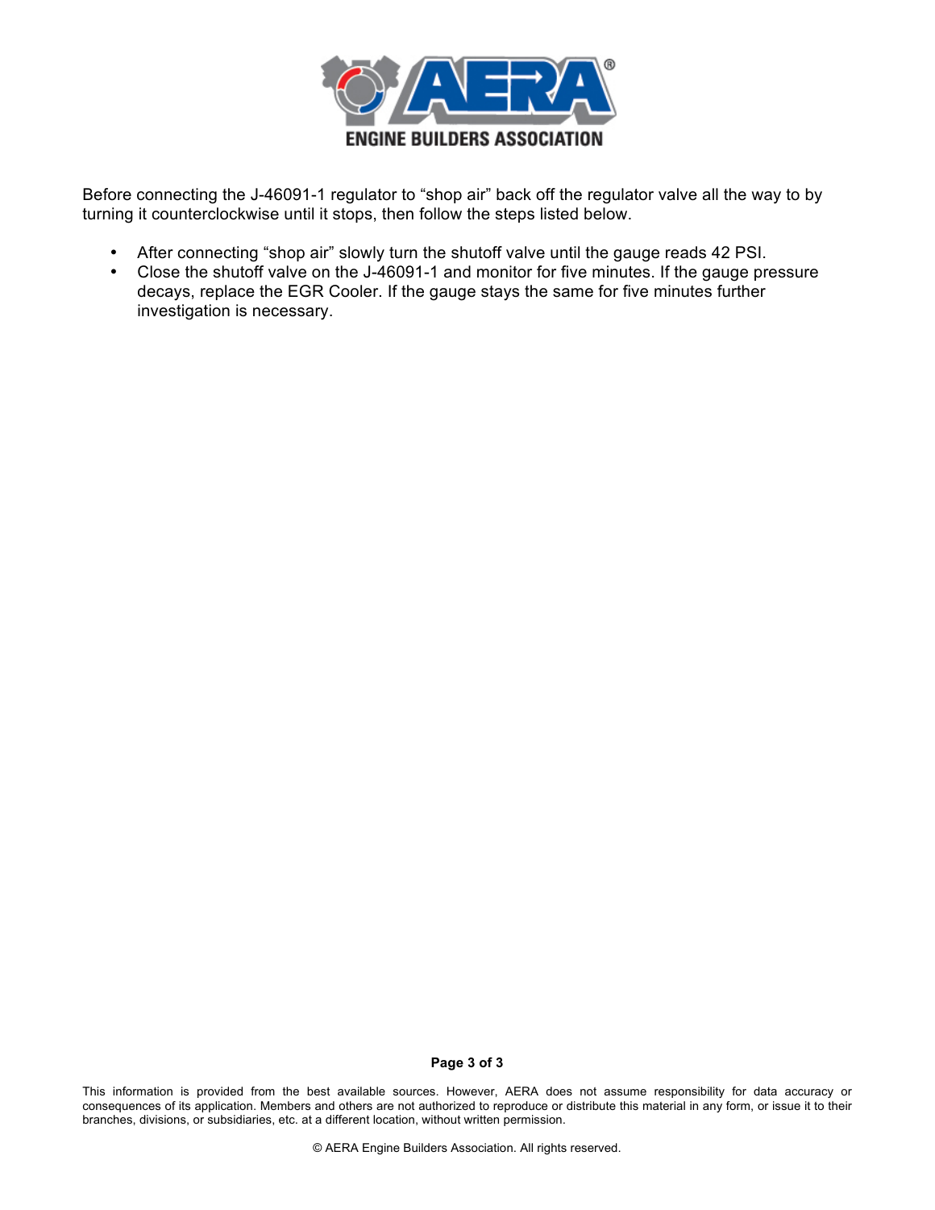Before connecting the J-46091-1 regulator to "shop air" back off the regulator valve all the way to by turning it counterclockwise until it stops, then follow the steps listed below.

- After connecting "shop air" slowly turn the shutoff valve until the gauge reads 42 PSI.
- Close the shutoff valve on the J-46091-1 and monitor for five minutes. If the gauge pressure decays, replace the EGR Cooler. If the gauge stays the same for five minutes further investigation is necessary.

This information is provided from the best available sources. However, AERA does not assume responsibility for data accuracy or consequences of its application. Members and others are not authorized to reproduce or distribute this material in any form, or issue it to their branches, divisions, or subsidiaries, etc. at a different location, without written permission.

© AERA Engine Builders Association. All rights reserved.